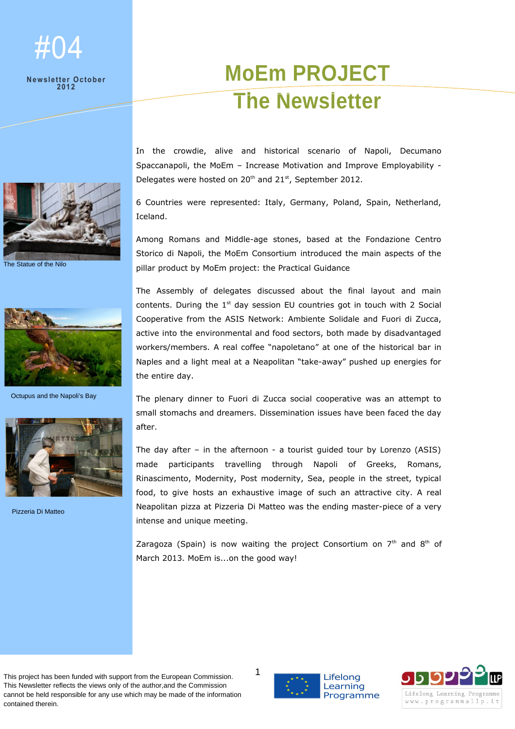#04

**Newsletter October 2012**

# MoEm PROJECT
# The Newsletter

In the crowdie, alive and historical scenario of Napoli, Decumano Spaccanapoli, the MoEm – Increase Motivation and Improve Employability - Delegates were hosted on 20th and 21st, September 2012.

6 Countries were represented: Italy, Germany, Poland, Spain, Netherland, Iceland.

Among Romans and Middle-age stones, based at the Fondazione Centro Storico di Napoli, the MoEm Consortium introduced the main aspects of the pillar product by MoEm project: the Practical Guidance

The Assembly of delegates discussed about the final layout and main contents. During the 1st day session EU countries got in touch with 2 Social Cooperative from the ASIS Network: Ambiente Solidale and Fuori di Zucca, active into the environmental and food sectors, both made by disadvantaged workers/members. A real coffee "napoletano" at one of the historical bar in Naples and a light meal at a Neapolitan "take-away" pushed up energies for the entire day.

The plenary dinner to Fuori di Zucca social cooperative was an attempt to small stomachs and dreamers. Dissemination issues have been faced the day after.

The day after – in the afternoon - a tourist guided tour by Lorenzo (ASIS) made participants travelling through Napoli of Greeks, Romans, Rinascimento, Modernity, Post modernity, Sea, people in the street, typical food, to give hosts an exhaustive image of such an attractive city. A real Neapolitan pizza at Pizzeria Di Matteo was the ending master-piece of a very intense and unique meeting.

Zaragoza (Spain) is now waiting the project Consortium on 7th and 8th of March 2013. MoEm is...on the good way!

The Statue of the Nilo

Octupus and the Napoli's Bay

Pizzeria Di Matteo

This project has been funded with support from the European Commission. This Newsletter reflects the views only of the author,and the Commission cannot be held responsible for any use which may be made of the information contained therein.

Lifelong Learning Programme

Lifelong Learning Programme www.programmallp.it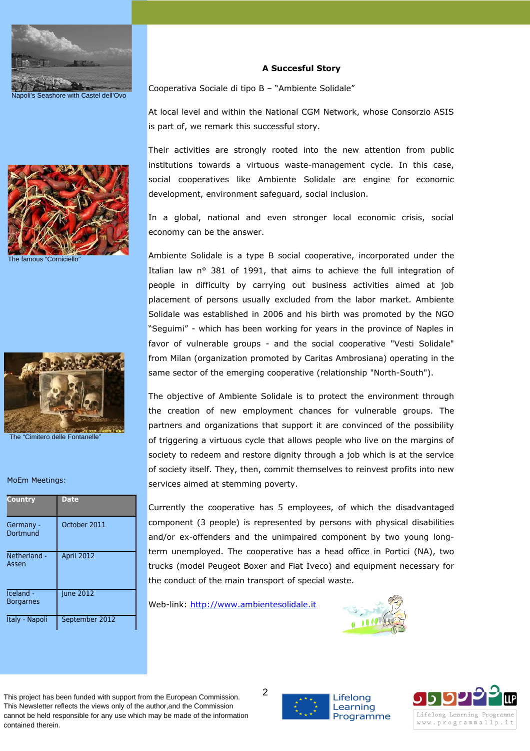## A Succesful Story

Cooperativa Sociale di tipo B – "Ambiente Solidale"

At local level and within the National CGM Network, whose Consorzio ASIS is part of, we remark this successful story.

Their activities are strongly rooted into the new attention from public institutions towards a virtuous waste-management cycle. In this case, social cooperatives like Ambiente Solidale are engine for economic development, environment safeguard, social inclusion.

In a global, national and even stronger local economic crisis, social economy can be the answer.

Ambiente Solidale is a type B social cooperative, incorporated under the Italian law n° 381 of 1991, that aims to achieve the full integration of people in difficulty by carrying out business activities aimed at job placement of persons usually excluded from the labor market. Ambiente Solidale was established in 2006 and his birth was promoted by the NGO "Seguimi" - which has been working for years in the province of Naples in favor of vulnerable groups - and the social cooperative "Vesti Solidale" from Milan (organization promoted by Caritas Ambrosiana) operating in the same sector of the emerging cooperative (relationship "North-South").

The objective of Ambiente Solidale is to protect the environment through the creation of new employment chances for vulnerable groups. The partners and organizations that support it are convinced of the possibility of triggering a virtuous cycle that allows people who live on the margins of society to redeem and restore dignity through a job which is at the service of society itself. They, then, commit themselves to reinvest profits into new services aimed at stemming poverty.

Currently the cooperative has 5 employees, of which the disadvantaged component (3 people) is represented by persons with physical disabilities and/or ex-offenders and the unimpaired component by two young long-term unemployed. The cooperative has a head office in Portici (NA), two trucks (model Peugeot Boxer and Fiat Iveco) and equipment necessary for the conduct of the main transport of special waste.

Web-link: http://www.ambientesolidale.it

Napoli's Seashore with Castel dell'Ovo

The famous "Corniciello"

The "Cimitero delle Fontanelle"

MoEm Meetings:

| Country | Date |
|---|---|
| Germany - Dortmund | October 2011 |
| Netherland - Assen | April 2012 |
| Iceland - Borgarnes | June 2012 |
| Italy - Napoli | September 2012 |

This project has been funded with support from the European Commission. This Newsletter reflects the views only of the author,and the Commission cannot be held responsible for any use which may be made of the information contained therein.

Lifelong Learning Programme

Lifelong Learning Programme www.programmallp.it